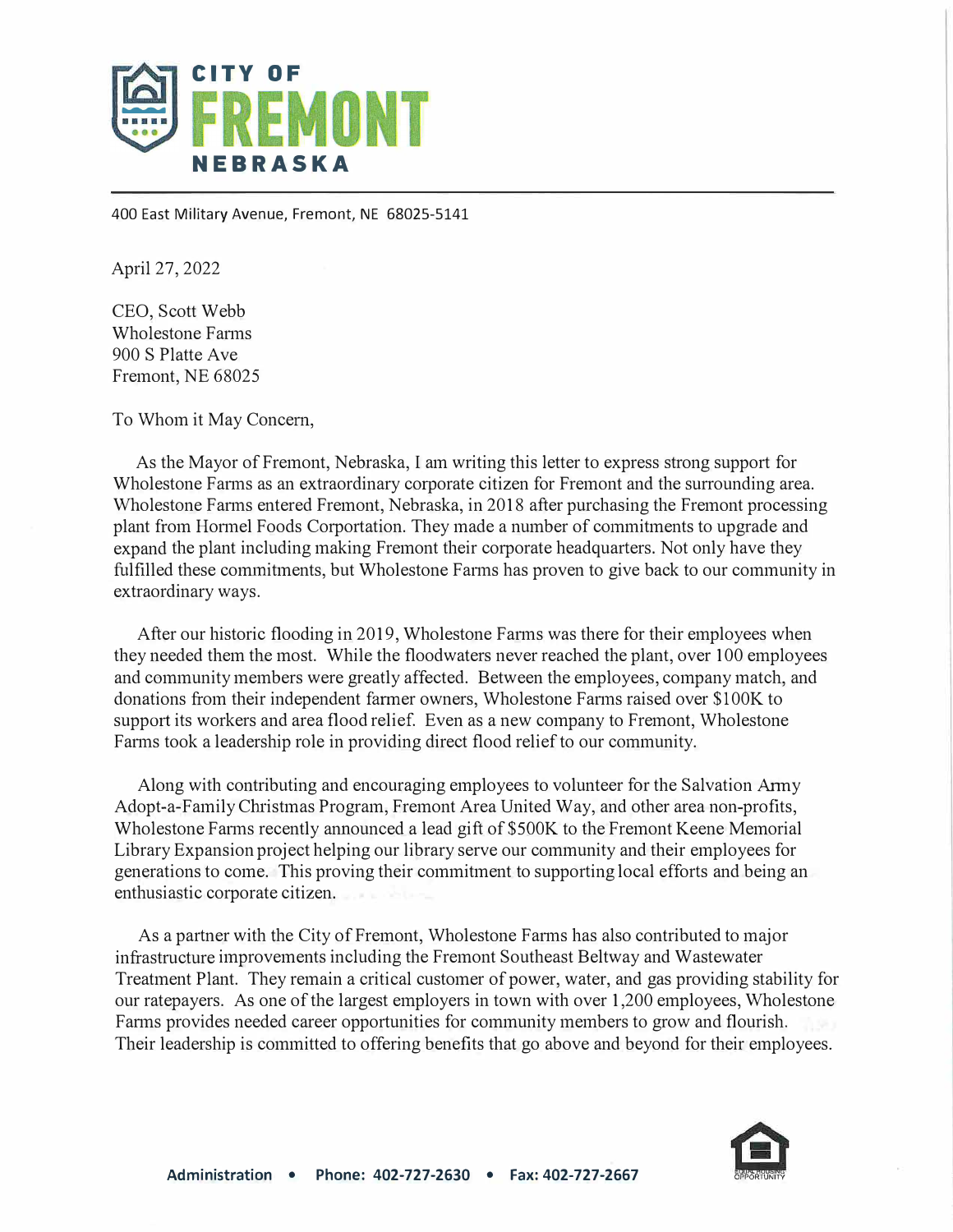# CITY OF FREMONT NEBRASKA

400 East Military Avenue, Fremont, NE 68025-5141

April 27, 2022

CEO, Scott Webb
Wholestone Farms
900 S Platte Ave
Fremont, NE 68025

To Whom it May Concern,

As the Mayor of Fremont, Nebraska, I am writing this letter to express strong support for Wholestone Farms as an extraordinary corporate citizen for Fremont and the surrounding area. Wholestone Farms entered Fremont, Nebraska, in 2018 after purchasing the Fremont processing plant from Hormel Foods Corportation. They made a number of commitments to upgrade and expand the plant including making Fremont their corporate headquarters. Not only have they fulfilled these commitments, but Wholestone Farms has proven to give back to our community in extraordinary ways.

After our historic flooding in 2019, Wholestone Farms was there for their employees when they needed them the most. While the floodwaters never reached the plant, over 100 employees and community members were greatly affected. Between the employees, company match, and donations from their independent farmer owners, Wholestone Farms raised over $100K to support its workers and area flood relief. Even as a new company to Fremont, Wholestone Farms took a leadership role in providing direct flood relief to our community.

Along with contributing and encouraging employees to volunteer for the Salvation Army Adopt-a-Family Christmas Program, Fremont Area United Way, and other area non-profits, Wholestone Farms recently announced a lead gift of $500K to the Fremont Keene Memorial Library Expansion project helping our library serve our community and their employees for generations to come. This proving their commitment to supporting local efforts and being an enthusiastic corporate citizen.

As a partner with the City of Fremont, Wholestone Farms has also contributed to major infrastructure improvements including the Fremont Southeast Beltway and Wastewater Treatment Plant. They remain a critical customer of power, water, and gas providing stability for our ratepayers. As one of the largest employers in town with over 1,200 employees, Wholestone Farms provides needed career opportunities for community members to grow and flourish. Their leadership is committed to offering benefits that go above and beyond for their employees.

Administration • Phone: 402-727-2630 • Fax: 402-727-2667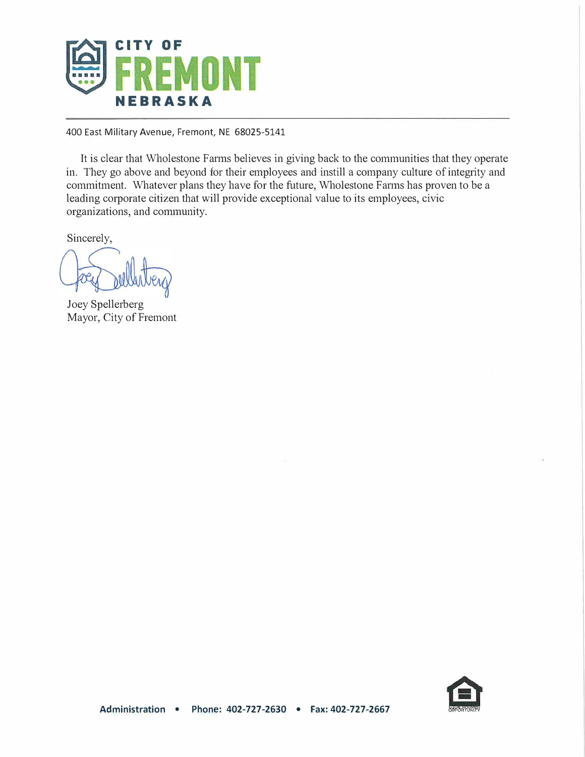# CITY OF FREMONT NEBRASKA

400 East Military Avenue, Fremont, NE 68025-5141

It is clear that Wholestone Farms believes in giving back to the communities that they operate in. They go above and beyond for their employees and instill a company culture of integrity and commitment. Whatever plans they have for the future, Wholestone Farms has proven to be a leading corporate citizen that will provide exceptional value to its employees, civic organizations, and community.

Sincerely,

Joey Spellerberg
Mayor, City of Fremont

**Administration • Phone: 402-727-2630 • Fax: 402-727-2667**